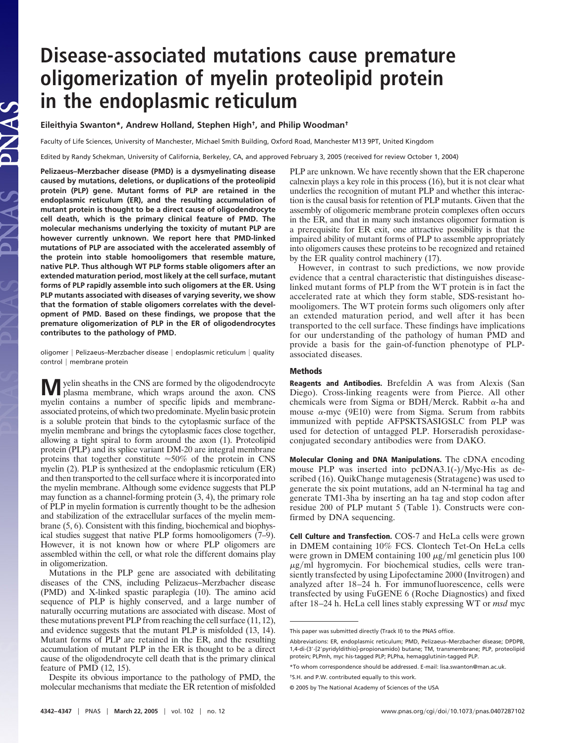# Disease-associated mutations cause premature oligomerization of myelin proteolipid protein in the endoplasmic reticulum

**Eileithyia Swanton*, Andrew Holland, Stephen High†, and Philip Woodman†**

Faculty of Life Sciences, University of Manchester, Michael Smith Building, Oxford Road, Manchester M13 9PT, United Kingdom

Edited by Randy Schekman, University of California, Berkeley, CA, and approved February 3, 2005 (received for review October 1, 2004)

**Pelizaeus–Merzbacher disease (PMD) is a dysmyelinating disease caused by mutations, deletions, or duplications of the proteolipid protein (PLP) gene. Mutant forms of PLP are retained in the endoplasmic reticulum (ER), and the resulting accumulation of mutant protein is thought to be a direct cause of oligodendrocyte cell death, which is the primary clinical feature of PMD. The molecular mechanisms underlying the toxicity of mutant PLP are however currently unknown. We report here that PMD-linked mutations of PLP are associated with the accelerated assembly of the protein into stable homooligomers that resemble mature, native PLP. Thus although WT PLP forms stable oligomers after an extended maturation period, most likely at the cell surface, mutant forms of PLP rapidly assemble into such oligomers at the ER. Using PLP mutants associated with diseases of varying severity, we show that the formation of stable oligomers correlates with the development of PMD. Based on these findings, we propose that the premature oligomerization of PLP in the ER of oligodendrocytes contributes to the pathology of PMD.**

oligomer | Pelizaeus–Merzbacher disease | endoplasmic reticulum | quality control | membrane protein

Myelin sheaths in the CNS are formed by the oligodendrocyte plasma membrane, which wraps around the axon. CNS myelin contains a number of specific lipids and membrane-associated proteins, of which two predominate. Myelin basic protein is a soluble protein that binds to the cytoplasmic surface of the myelin membrane and brings the cytoplasmic faces close together, allowing a tight spiral to form around the axon (1). Proteolipid protein (PLP) and its splice variant DM-20 are integral membrane proteins that together constitute ≈50% of the protein in CNS myelin (2). PLP is synthesized at the endoplasmic reticulum (ER) and then transported to the cell surface where it is incorporated into the myelin membrane. Although some evidence suggests that PLP may function as a channel-forming protein (3, 4), the primary role of PLP in myelin formation is currently thought to be the adhesion and stabilization of the extracellular surfaces of the myelin membrane (5, 6). Consistent with this finding, biochemical and biophysical studies suggest that native PLP forms homooligomers (7–9). However, it is not known how or where PLP oligomers are assembled within the cell, or what role the different domains play in oligomerization.

Mutations in the PLP gene are associated with debilitating diseases of the CNS, including Pelizaeus–Merzbacher disease (PMD) and X-linked spastic paraplegia (10). The amino acid sequence of PLP is highly conserved, and a large number of naturally occurring mutations are associated with disease. Most of these mutations prevent PLP from reaching the cell surface (11, 12), and evidence suggests that the mutant PLP is misfolded (13, 14). Mutant forms of PLP are retained in the ER, and the resulting accumulation of mutant PLP in the ER is thought to be a direct cause of the oligodendrocyte cell death that is the primary clinical feature of PMD (12, 15).

Despite its obvious importance to the pathology of PMD, the molecular mechanisms that mediate the ER retention of misfolded PLP are unknown. We have recently shown that the ER chaperone calnexin plays a key role in this process (16), but it is not clear what underlies the recognition of mutant PLP and whether this interaction is the causal basis for retention of PLP mutants. Given that the assembly of oligomeric membrane protein complexes often occurs in the ER, and that in many such instances oligomer formation is a prerequisite for ER exit, one attractive possibility is that the impaired ability of mutant forms of PLP to assemble appropriately into oligomers causes these proteins to be recognized and retained by the ER quality control machinery (17).

However, in contrast to such predictions, we now provide evidence that a central characteristic that distinguishes disease-linked mutant forms of PLP from the WT protein is in fact the accelerated rate at which they form stable, SDS-resistant homooligomers. The WT protein forms such oligomers only after an extended maturation period, and well after it has been transported to the cell surface. These findings have implications for our understanding of the pathology of human PMD and provide a basis for the gain-of-function phenotype of PLP-associated diseases.

## Methods

**Reagents and Antibodies.** Brefeldin A was from Alexis (San Diego). Cross-linking reagents were from Pierce. All other chemicals were from Sigma or BDH/Merck. Rabbit α-ha and mouse α-myc (9E10) were from Sigma. Serum from rabbits immunized with peptide AFPSKTSASIGSLC from PLP was used for detection of untagged PLP. Horseradish peroxidase-conjugated secondary antibodies were from DAKO.

**Molecular Cloning and DNA Manipulations.** The cDNA encoding mouse PLP was inserted into pcDNA3.1(-)/Myc-His as described (16). QuikChange mutagenesis (Stratagene) was used to generate the six point mutations, add an N-terminal ha tag and generate TM1-3ha by inserting an ha tag and stop codon after residue 200 of PLP mutant 5 (Table 1). Constructs were confirmed by DNA sequencing.

**Cell Culture and Transfection.** COS-7 and HeLa cells were grown in DMEM containing 10% FCS. Clontech Tet-On HeLa cells were grown in DMEM containing 100 μg/ml geneticin plus 100 μg/ml hygromycin. For biochemical studies, cells were transiently transfected by using Lipofectamine 2000 (Invitrogen) and analyzed after 18–24 h. For immunofluorescence, cells were transfected by using FuGENE 6 (Roche Diagnostics) and fixed after 18–24 h. HeLa cell lines stably expressing WT or *msd* myc

---

This paper was submitted directly (Track II) to the PNAS office.

Abbreviations: ER, endoplasmic reticulum; PMD, Pelizaeus–Merzbacher disease; DPDPB, 1,4-di-(3′-[2′pyridyldithio]-propionamido) butane; TM, transmembrane; PLP, proteolipid protein; PLPmh, myc his-tagged PLP; PLPha, hemagglutinin-tagged PLP.

*To whom correspondence should be addressed. E-mail: lisa.swanton@man.ac.uk.

†S.H. and P.W. contributed equally to this work.

© 2005 by The National Academy of Sciences of the USA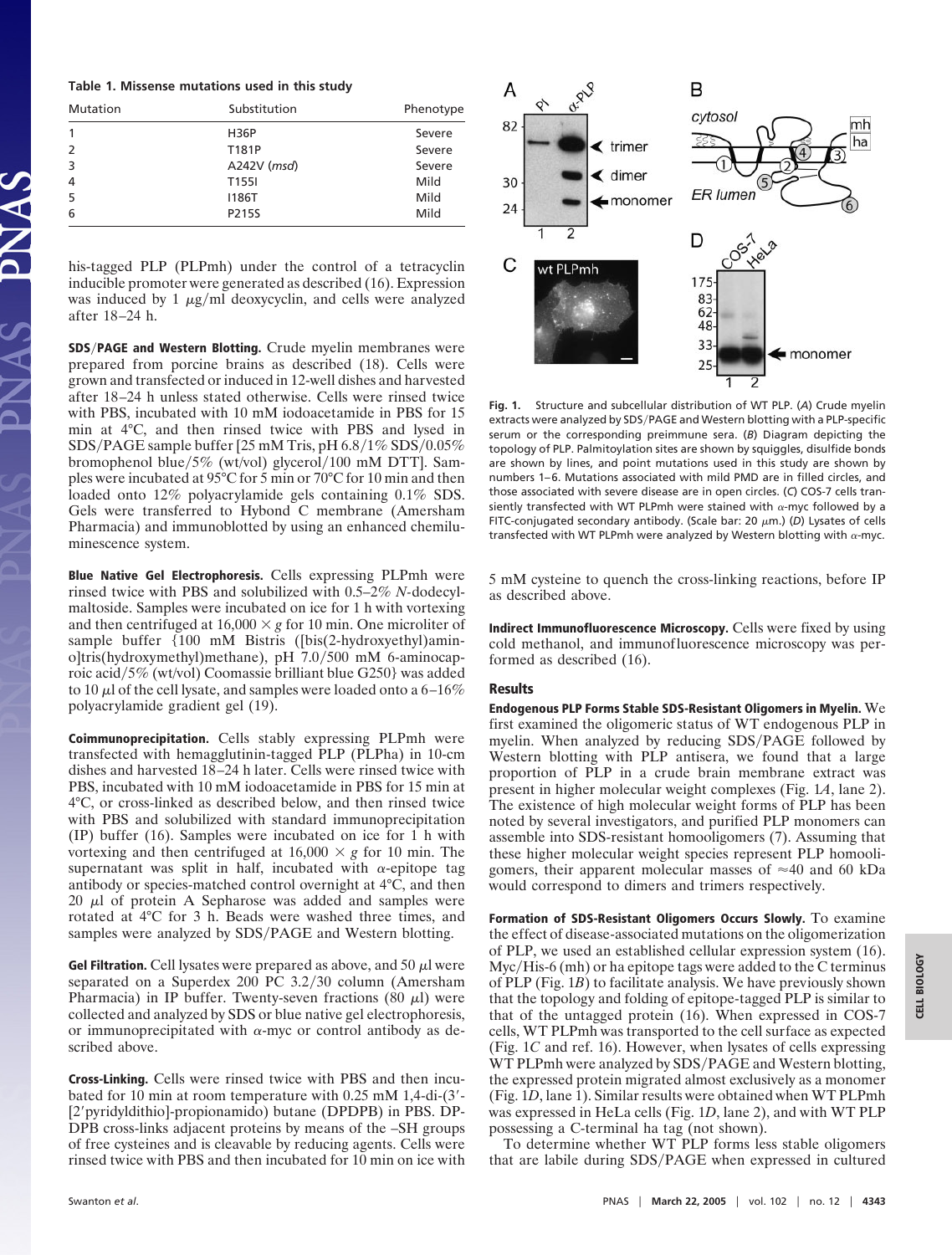**Table 1. Missense mutations used in this study**

| Mutation | Substitution | Phenotype |
|---|---|---|
| 1 | H36P | Severe |
| 2 | T181P | Severe |
| 3 | A242V (*msd*) | Severe |
| 4 | T155I | Mild |
| 5 | I186T | Mild |
| 6 | P215S | Mild |

his-tagged PLP (PLPmh) under the control of a tetracyclin inducible promoter were generated as described (16). Expression was induced by 1 μg/ml deoxycyclin, and cells were analyzed after 18–24 h.

**SDS/PAGE and Western Blotting.** Crude myelin membranes were prepared from porcine brains as described (18). Cells were grown and transfected or induced in 12-well dishes and harvested after 18–24 h unless stated otherwise. Cells were rinsed twice with PBS, incubated with 10 mM iodoacetamide in PBS for 15 min at 4°C, and then rinsed twice with PBS and lysed in SDS/PAGE sample buffer [25 mM Tris, pH 6.8/1% SDS/0.05% bromophenol blue/5% (wt/vol) glycerol/100 mM DTT]. Samples were incubated at 95°C for 5 min or 70°C for 10 min and then loaded onto a 12% polyacrylamide gels containing 0.1% SDS. Gels were transferred to Hybond C membrane (Amersham Pharmacia) and immunoblotted by using an enhanced chemiluminescence system.

**Blue Native Gel Electrophoresis.** Cells expressing PLPmh were rinsed twice with PBS and solubilized with 0.5–2% *N*-dodecylmaltoside. Samples were incubated on ice for 1 h with vortexing and then centrifuged at 16,000 × *g* for 10 min. One microliter of sample buffer {100 mM Bistris ([bis(2-hydroxyethyl)amino]tris(hydroxymethyl)methane), pH 7.0/500 mM 6-aminocaproic acid/5% (wt/vol) Coomassie brilliant blue G250} was added to 10 μl of the cell lysate, and samples were loaded onto a 6–16% polyacrylamide gradient gel (19).

**Coimmunoprecipitation.** Cells stably expressing PLPmh were transfected with hemagglutinin-tagged PLP (PLPha) in 10-cm dishes and harvested 18–24 h later. Cells were rinsed twice with PBS, incubated with 10 mM iodoacetamide in PBS for 15 min at 4°C, or cross-linked as described below, and then rinsed twice with PBS and solubilized with standard immunoprecipitation (IP) buffer (16). Samples were incubated on ice for 1 h with vortexing and then centrifuged at 16,000 × *g* for 10 min. The supernatant was split in half, incubated with α-epitope tag antibody or species-matched control overnight at 4°C, and then 20 μl of protein A Sepharose was added and samples were rotated at 4°C for 3 h. Beads were washed three times, and samples were analyzed by SDS/PAGE and Western blotting.

**Gel Filtration.** Cell lysates were prepared as above, and 50 μl were separated on a Superdex 200 PC 3.2/30 column (Amersham Pharmacia) in IP buffer. Twenty-seven fractions (80 μl) were collected and analyzed by SDS or blue native gel electrophoresis, or immunoprecipitated with α-myc or control antibody as described above.

**Cross-Linking.** Cells were rinsed twice with PBS and then incubated for 10 min at room temperature with 0.25 mM 1,4-di-(3′-[2′pyridyldithio]-propionamido) butane (DPDPB) in PBS. DPDPB cross-links adjacent proteins by means of the –SH groups of free cysteines and is cleavable by reducing agents. Cells were rinsed twice with PBS and then incubated for 10 min on ice with 5 mM cysteine to quench the cross-linking reactions, before IP as described above.

**Fig. 1.** Structure and subcellular distribution of WT PLP. (*A*) Crude myelin extracts were analyzed by SDS/PAGE and Western blotting with a PLP-specific serum or the corresponding preimmune sera. (*B*) Diagram depicting the topology of PLP. Palmitoylation sites are shown by squiggles, disulfide bonds are shown by lines, and point mutations used in this study are shown by numbers 1–6. Mutations associated with mild PMD are in filled circles, and those associated with severe disease are in open circles. (*C*) COS-7 cells transiently transfected with WT PLPmh were stained with α-myc followed by a FITC-conjugated secondary antibody. (Scale bar: 20 μm.) (*D*) Lysates of cells transfected with WT PLPmh were analyzed by Western blotting with α-myc.

**Indirect Immunofluorescence Microscopy.** Cells were fixed by using cold methanol, and immunofluorescence microscopy was performed as described (16).

## Results

**Endogenous PLP Forms Stable SDS-Resistant Oligomers in Myelin.** We first examined the oligomeric status of WT endogenous PLP in myelin. When analyzed by reducing SDS/PAGE followed by Western blotting with PLP antisera, we found that a large proportion of PLP in a crude brain membrane extract was present in higher molecular weight complexes (Fig. 1*A*, lane 2). The existence of high molecular weight forms of PLP has been noted by several investigators, and purified PLP monomers can assemble into SDS-resistant homooligomers (7). Assuming that these higher molecular weight species represent PLP homooligomers, their apparent molecular masses of ≈40 and 60 kDa would correspond to dimers and trimers respectively.

**Formation of SDS-Resistant Oligomers Occurs Slowly.** To examine the effect of disease-associated mutations on the oligomerization of PLP, we used an established cellular expression system (16). Myc/His-6 (mh) or ha epitope tags were added to the C terminus of PLP (Fig. 1*B*) to facilitate analysis. We have previously shown that the topology and folding of epitope-tagged PLP is similar to that of the untagged protein (16). When expressed in COS-7 cells, WT PLPmh was transported to the cell surface as expected (Fig. 1*C* and ref. 16). However, when lysates of cells expressing WT PLPmh were analyzed by SDS/PAGE and Western blotting, the expressed protein migrated almost exclusively as a monomer (Fig. 1*D*, lane 1). Similar results were obtained when WT PLPmh was expressed in HeLa cells (Fig. 1*D*, lane 2), and with WT PLP possessing a C-terminal ha tag (not shown).

To determine whether WT PLP forms less stable oligomers that are labile during SDS/PAGE when expressed in cultured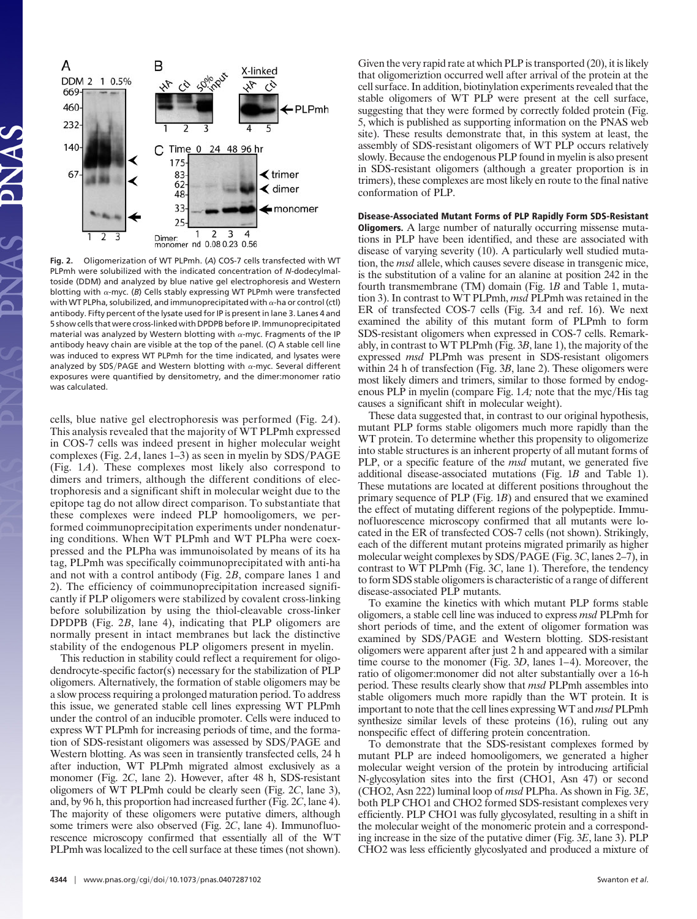**Fig. 2.** Oligomerization of WT PLPmh. (*A*) COS-7 cells transfected with WT PLPmh were solubilized with the indicated concentration of *N*-dodecylmaltoside (DDM) and analyzed by blue native gel electrophoresis and Western blotting with α-myc. (*B*) Cells stably expressing WT PLPmh were transfected with WT PLPha, solubilized, and immunoprecipitated with α-ha or control (ctl) antibody. Fifty percent of the lysate used for IP is present in lane 3. Lanes 4 and 5 show cells that were cross-linked with DPDPB before IP. Immunoprecipitated material was analyzed by Western blotting with α-myc. Fragments of the IP antibody heavy chain are visible at the top of the panel. (*C*) A stable cell line was induced to express WT PLPmh for the time indicated, and lysates were analyzed by SDS/PAGE and Western blotting with α-myc. Several different exposures were quantified by densitometry, and the dimer:monomer ratio was calculated.

cells, blue native gel electrophoresis was performed (Fig. 2*A*). This analysis revealed that the majority of WT PLPmh expressed in COS-7 cells was indeed present in higher molecular weight complexes (Fig. 2*A*, lanes 1–3) as seen in myelin by SDS/PAGE (Fig. 1*A*). These complexes most likely also correspond to dimers and trimers, although the different conditions of electrophoresis and a significant shift in molecular weight due to the epitope tag do not allow direct comparison. To substantiate that these complexes were indeed PLP homooligomers, we performed coimmunoprecipitation experiments under nondenaturing conditions. When WT PLPmh and WT PLPha were coexpressed and the PLPha was immunoisolated by means of its ha tag, PLPmh was specifically coimmunoprecipitated with anti-ha and not with a control antibody (Fig. 2*B*, compare lanes 1 and 2). The efficiency of coimmunoprecipitation increased significantly if PLP oligomers were stabilized by covalent cross-linking before solubilization by using the thiol-cleavable cross-linker DPDPB (Fig. 2*B*, lane 4), indicating that PLP oligomers are normally present in intact membranes but lack the distinctive stability of the endogenous PLP oligomers present in myelin.

This reduction in stability could reflect a requirement for oligodendrocyte-specific factor(s) necessary for the stabilization of PLP oligomers. Alternatively, the formation of stable oligomers may be a slow process requiring a prolonged maturation period. To address this issue, we generated stable cell lines expressing WT PLPmh under the control of an inducible promoter. Cells were induced to express WT PLPmh for increasing periods of time, and the formation of SDS-resistant oligomers was assessed by SDS/PAGE and Western blotting. As was seen in transiently transfected cells, 24 h after induction, WT PLPmh migrated almost exclusively as a monomer (Fig. 2*C*, lane 2). However, after 48 h, SDS-resistant oligomers of WT PLPmh could be clearly seen (Fig. 2*C*, lane 3), and, by 96 h, this proportion had increased further (Fig. 2*C*, lane 4). The majority of these oligomers were putative dimers, although some trimers were also observed (Fig. 2*C*, lane 4). Immunofluorescence microscopy confirmed that essentially all of the WT PLPmh was localized to the cell surface at these times (not shown). Given the very rapid rate at which PLP is transported (20), it is likely that oligomeriztion occurred well after arrival of the protein at the cell surface. In addition, biotinylation experiments revealed that the stable oligomers of WT PLP were present at the cell surface, suggesting that they were formed by correctly folded protein (Fig. 5, which is published as supporting information on the PNAS web site). These results demonstrate that, in this system at least, the assembly of SDS-resistant oligomers of WT PLP occurs relatively slowly. Because the endogenous PLP found in myelin is also present in SDS-resistant oligomers (although a greater proportion is in trimers), these complexes are most likely en route to the final native conformation of PLP.

**Disease-Associated Mutant Forms of PLP Rapidly Form SDS-Resistant Oligomers.** A large number of naturally occurring missense mutations in PLP have been identified, and these are associated with disease of varying severity (10). A particularly well studied mutation, the *msd* allele, which causes severe disease in transgenic mice, is the substitution of a valine for an alanine at position 242 in the fourth transmembrane (TM) domain (Fig. 1*B* and Table 1, mutation 3). In contrast to WT PLPmh, *msd* PLPmh was retained in the ER of transfected COS-7 cells (Fig. 3*A* and ref. 16). We next examined the ability of this mutant form of PLPmh to form SDS-resistant oligomers when expressed in COS-7 cells. Remarkably, in contrast to WT PLPmh (Fig. 3*B*, lane 1), the majority of the expressed *msd* PLPmh was present in SDS-resistant oligomers within 24 h of transfection (Fig. 3*B*, lane 2). These oligomers were most likely dimers and trimers, similar to those formed by endogenous PLP in myelin (compare Fig. 1*A;* note that the myc/His tag causes a significant shift in molecular weight).

These data suggested that, in contrast to our original hypothesis, mutant PLP forms stable oligomers much more rapidly than the WT protein. To determine whether this propensity to oligomerize into stable structures is an inherent property of all mutant forms of PLP, or a specific feature of the *msd* mutant, we generated five additional disease-associated mutations (Fig. 1*B* and Table 1). These mutations are located at different positions throughout the primary sequence of PLP (Fig. 1*B*) and ensured that we examined the effect of mutating different regions of the polypeptide. Immunofluorescence microscopy confirmed that all mutants were located in the ER of transfected COS-7 cells (not shown). Strikingly, each of the different mutant proteins migrated primarily as higher molecular weight complexes by SDS/PAGE (Fig. 3*C*, lanes 2–7), in contrast to WT PLPmh (Fig. 3*C*, lane 1). Therefore, the tendency to form SDS stable oligomers is characteristic of a range of different disease-associated PLP mutants.

To examine the kinetics with which mutant PLP forms stable oligomers, a stable cell line was induced to express *msd* PLPmh for short periods of time, and the extent of oligomer formation was examined by SDS/PAGE and Western blotting. SDS-resistant oligomers were apparent after just 2 h and appeared with a similar time course to the monomer (Fig. 3*D*, lanes 1–4). Moreover, the ratio of oligomer:monomer did not alter substantially over a 16-h period. These results clearly show that *msd* PLPmh assembles into stable oligomers much more rapidly than the WT protein. It is important to note that the cell lines expressing WT and *msd* PLPmh synthesize similar levels of these proteins (16), ruling out any nonspecific effect of differing protein concentration.

To demonstrate that the SDS-resistant complexes formed by mutant PLP are indeed homooligomers, we generated a higher molecular weight version of the protein by introducing artificial N-glycosylation sites into the first (CHO1, Asn 47) or second (CHO2, Asn 222) luminal loop of *msd* PLPha. As shown in Fig. 3*E*, both PLP CHO1 and CHO2 formed SDS-resistant complexes very efficiently. PLP CHO1 was fully glycosylated, resulting in a shift in the molecular weight of the monomeric protein and a corresponding increase in the size of the putative dimer (Fig. 3*E*, lane 3). PLP CHO2 was less efficiently glycoslyated and produced a mixture of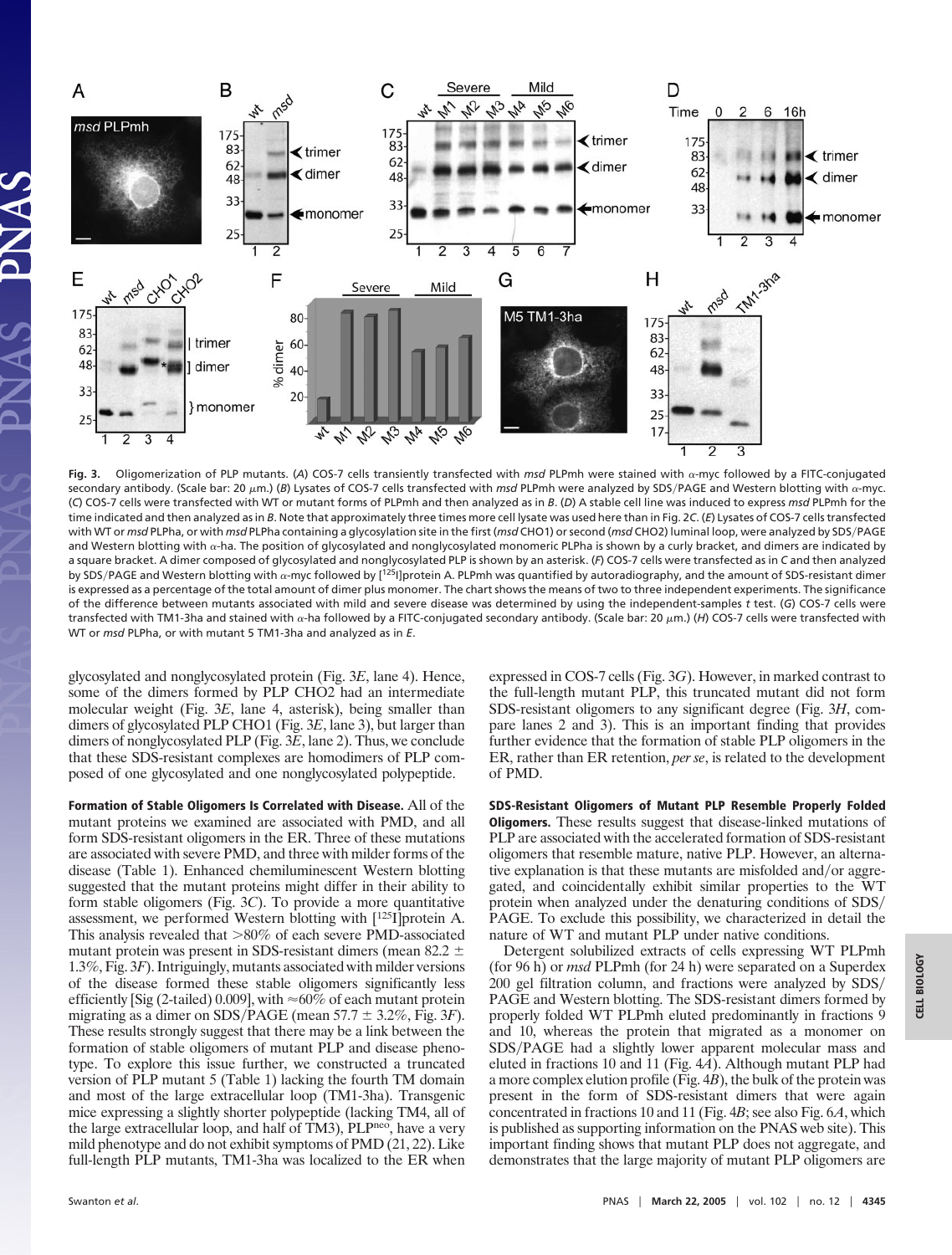**Fig. 3.** Oligomerization of PLP mutants. (*A*) COS-7 cells transiently transfected with *msd* PLPmh were stained with α-myc followed by a FITC-conjugated secondary antibody. (Scale bar: 20 μm.) (*B*) Lysates of COS-7 cells transfected with *msd* PLPmh were analyzed by SDS/PAGE and Western blotting with α-myc. (*C*) COS-7 cells were transfected with WT or mutant forms of PLPmh and then analyzed as in *B*. (*D*) A stable cell line was induced to express *msd* PLPmh for the time indicated and then analyzed as in *B*. Note that approximately three times more cell lysate was used here than in Fig. 2*C*. (*E*) Lysates of COS-7 cells transfected with WT or *msd* PLPha, or with *msd* PLPha containing a glycosylation site in the first (*msd* CHO1) or second (*msd* CHO2) luminal loop, were analyzed by SDS/PAGE and Western blotting with α-ha. The position of glycosylated and nonglycosylated monomeric PLPha is shown by a curly bracket, and dimers are indicated by a square bracket. A dimer composed of glycosylated and nonglycosylated PLP is shown by an asterisk. (*F*) COS-7 cells were transfected as in *C* and then analyzed by SDS/PAGE and Western blotting with α-myc followed by [$^{125}$I]protein A. PLPmh was quantified by autoradiography, and the amount of SDS-resistant dimer is expressed as a percentage of the total amount of dimer plus monomer. The chart shows the means of two to three independent experiments. The significance of the difference between mutants associated with mild and severe disease was determined by using the independent-samples *t* test. (*G*) COS-7 cells were transfected with TM1-3ha and stained with α-ha followed by a FITC-conjugated secondary antibody. (Scale bar: 20 μm.) (*H*) COS-7 cells were transfected with WT or *msd* PLPha, or with mutant 5 TM1-3ha and analyzed as in *E*.

glycosylated and nonglycosylated protein (Fig. 3*E*, lane 4). Hence, some of the dimers formed by PLP CHO2 had an intermediate molecular weight (Fig. 3*E*, lane 4, asterisk), being smaller than dimers of glycosylated PLP CHO1 (Fig. 3*E*, lane 3), but larger than dimers of nonglycosylated PLP (Fig. 3*E*, lane 2). Thus, we conclude that these SDS-resistant complexes are homodimers of PLP composed of one glycosylated and one nonglycosylated polypeptide.

**Formation of Stable Oligomers Is Correlated with Disease.** All of the mutant proteins we examined are associated with PMD, and all form SDS-resistant oligomers in the ER. Three of these mutations are associated with severe PMD, and three with milder forms of the disease (Table 1). Enhanced chemiluminescent Western blotting suggested that the mutant proteins might differ in their ability to form stable oligomers (Fig. 3*C*). To provide a more quantitative assessment, we performed Western blotting with [$^{125}$I]protein A. This analysis revealed that >80% of each severe PMD-associated mutant protein was present in SDS-resistant dimers (mean 82.2 ± 1.3%, Fig. 3*F*). Intriguingly, mutants associated with milder versions of the disease formed these stable oligomers significantly less efficiently [Sig (2-tailed) 0.009], with ≈60% of each mutant protein migrating as a dimer on SDS/PAGE (mean 57.7 ± 3.2%, Fig. 3*F*). These results strongly suggest that there may be a link between the formation of stable oligomers of mutant PLP and disease phenotype. To explore this issue further, we constructed a truncated version of PLP mutant 5 (Table 1) lacking the fourth TM domain and most of the large extracellular loop (TM1-3ha). Transgenic mice expressing a slightly shorter polypeptide (lacking TM4, all of the large extracellular loop, and half of TM3), PLP$^{neo}$, have a very mild phenotype and do not exhibit symptoms of PMD (21, 22). Like full-length PLP mutants, TM1-3ha was localized to the ER when expressed in COS-7 cells (Fig. 3*G*). However, in marked contrast to the full-length mutant PLP, this truncated mutant did not form SDS-resistant oligomers to any significant degree (Fig. 3*H*, compare lanes 2 and 3). This is an important finding that provides further evidence that the formation of stable PLP oligomers in the ER, rather than ER retention, *per se*, is related to the development of PMD.

**SDS-Resistant Oligomers of Mutant PLP Resemble Properly Folded Oligomers.** These results suggest that disease-linked mutations of PLP are associated with the accelerated formation of SDS-resistant oligomers that resemble mature, native PLP. However, an alternative explanation is that these mutants are misfolded and/or aggregated, and coincidentally exhibit similar properties to the WT protein when analyzed under the denaturing conditions of SDS/PAGE. To exclude this possibility, we characterized in detail the nature of WT and mutant PLP under native conditions.

Detergent solubilized extracts of cells expressing WT PLPmh (for 96 h) or *msd* PLPmh (for 24 h) were separated on a Superdex 200 gel filtration column, and fractions were analyzed by SDS/PAGE and Western blotting. The SDS-resistant dimers formed by properly folded WT PLPmh eluted predominantly in fractions 9 and 10, whereas the protein that migrated as a monomer on SDS/PAGE had a slightly lower apparent molecular mass and eluted in fractions 10 and 11 (Fig. 4*A*). Although mutant PLP had a more complex elution profile (Fig. 4*B*), the bulk of the protein was present in the form of SDS-resistant dimers that were again concentrated in fractions 10 and 11 (Fig. 4*B*; see also Fig. 6*A*, which is published as supporting information on the PNAS web site). This important finding shows that mutant PLP does not aggregate, and demonstrates that the large majority of mutant PLP oligomers are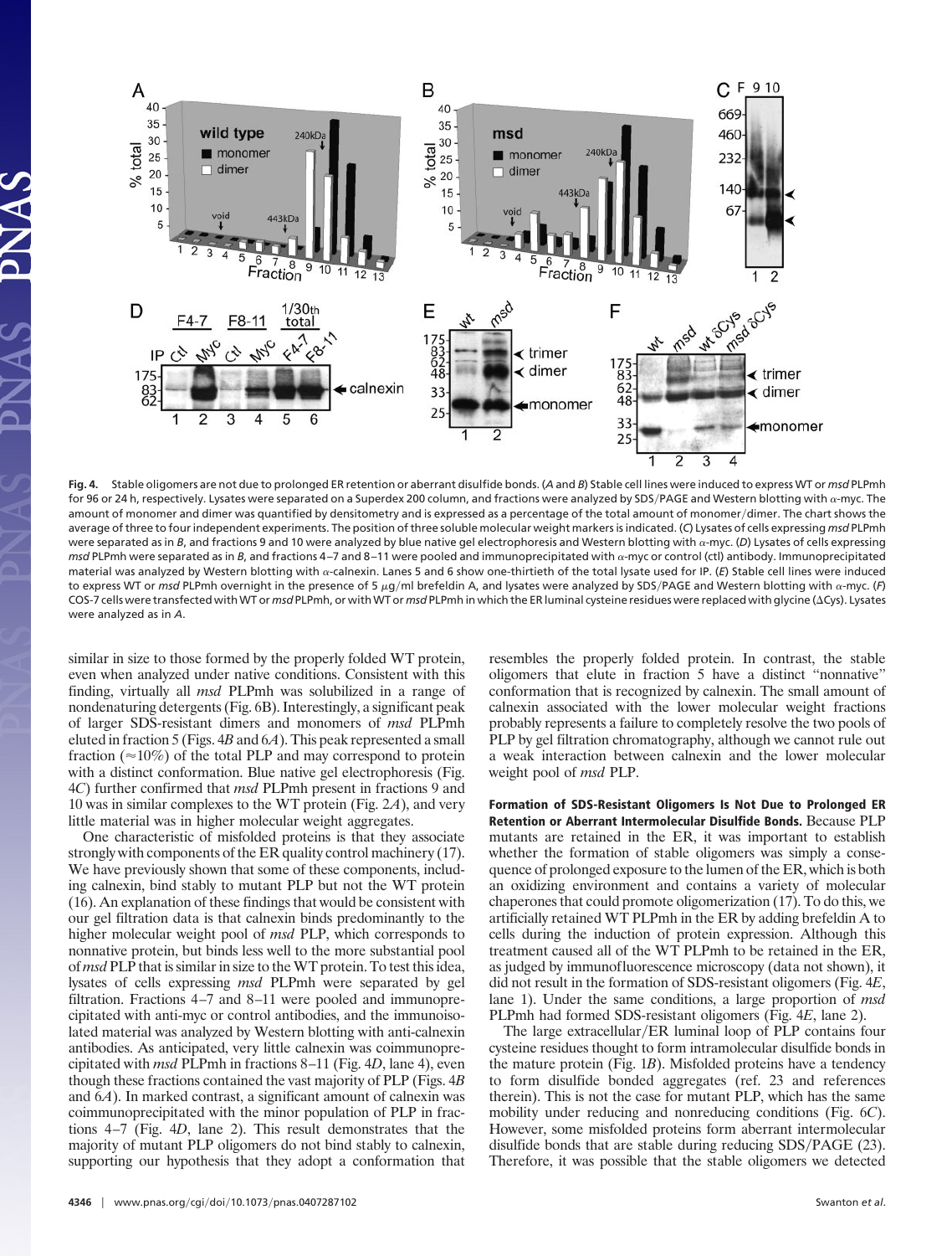**Fig. 4.** Stable oligomers are not due to prolonged ER retention or aberrant disulfide bonds. (*A* and *B*) Stable cell lines were induced to express WT or *msd* PLPmh for 96 or 24 h, respectively. Lysates were separated on a Superdex 200 column, and fractions were analyzed by SDS/PAGE and Western blotting with α-myc. The amount of monomer and dimer was quantified by densitometry and is expressed as a percentage of the total amount of monomer/dimer. The chart shows the average of three to four independent experiments. The position of three soluble molecular weight markers is indicated. (*C*) Lysates of cells expressing *msd* PLPmh were separated as in *B*, and fractions 9 and 10 were analyzed by blue native gel electrophoresis and Western blotting with α-myc. (*D*) Lysates of cells expressing *msd* PLPmh were separated as in *B*, and fractions 4–7 and 8–11 were pooled and immunoprecipitated with α-myc or control (ctl) antibody. Immunoprecipitated material was analyzed by Western blotting with α-calnexin. Lanes 5 and 6 show one-thirtieth of the total lysate used for IP. (*E*) Stable cell lines were induced to express WT or *msd* PLPmh overnight in the presence of 5 μg/ml brefeldin A, and lysates were analyzed by SDS/PAGE and Western blotting with α-myc. (*F*) COS-7 cells were transfected with WT or *msd* PLPmh, or with WT or *msd* PLPmh in which the ER luminal cysteine residues were replaced with glycine (ΔCys). Lysates were analyzed as in *A*.

similar in size to those formed by the properly folded WT protein, even when analyzed under native conditions. Consistent with this finding, virtually all *msd* PLPmh was solubilized in a range of nondenaturing detergents (Fig. 6B). Interestingly, a significant peak of larger SDS-resistant dimers and monomers of *msd* PLPmh eluted in fraction 5 (Figs. 4*B* and 6*A*). This peak represented a small fraction (≈10%) of the total PLP and may correspond to protein with a distinct conformation. Blue native gel electrophoresis (Fig. 4*C*) further confirmed that *msd* PLPmh present in fractions 9 and 10 was in similar complexes to the WT protein (Fig. 2*A*), and very little material was in higher molecular weight aggregates.

One characteristic of misfolded proteins is that they associate strongly with components of the ER quality control machinery (17). We have previously shown that some of these components, including calnexin, bind stably to mutant PLP but not the WT protein (16). An explanation of these findings that would be consistent with our gel filtration data is that calnexin binds predominantly to the higher molecular weight pool of *msd* PLP, which corresponds to nonnative protein, but binds less well to the more substantial pool of *msd* PLP that is similar in size to the WT protein. To test this idea, lysates of cells expressing *msd* PLPmh were separated by gel filtration. Fractions 4–7 and 8–11 were pooled and immunoprecipitated with anti-myc or control antibodies, and the immunoisolated material was analyzed by Western blotting with anti-calnexin antibodies. As anticipated, very little calnexin was coimmunoprecipitated with *msd* PLPmh in fractions 8–11 (Fig. 4*D*, lane 4), even though these fractions contained the vast majority of PLP (Figs. 4*B* and 6*A*). In marked contrast, a significant amount of calnexin was coimmunoprecipitated with the minor population of PLP in fractions 4–7 (Fig. 4*D*, lane 2). This result demonstrates that the majority of mutant PLP oligomers do not bind stably to calnexin, supporting our hypothesis that they adopt a conformation that resembles the properly folded protein. In contrast, the stable oligomers that elute in fraction 5 have a distinct "nonnative" conformation that is recognized by calnexin. The small amount of calnexin associated with the lower molecular weight fractions probably represents a failure to completely resolve the two pools of PLP by gel filtration chromatography, although we cannot rule out a weak interaction between calnexin and the lower molecular weight pool of *msd* PLP.

**Formation of SDS-Resistant Oligomers Is Not Due to Prolonged ER Retention or Aberrant Intermolecular Disulfide Bonds.** Because PLP mutants are retained in the ER, it was important to establish whether the formation of stable oligomers was simply a consequence of prolonged exposure to the lumen of the ER, which is both an oxidizing environment and contains a variety of molecular chaperones that could promote oligomerization (17). To do this, we artificially retained WT PLPmh in the ER by adding brefeldin A to cells during the induction of protein expression. Although this treatment caused all of the WT PLPmh to be retained in the ER, as judged by immunofluorescence microscopy (data not shown), it did not result in the formation of SDS-resistant oligomers (Fig. 4*E*, lane 1). Under the same conditions, a large proportion of *msd* PLPmh had formed SDS-resistant oligomers (Fig. 4*E*, lane 2).

The large extracellular/ER luminal loop of PLP contains four cysteine residues thought to form intramolecular disulfide bonds in the mature protein (Fig. 1*B*). Misfolded proteins have a tendency to form disulfide bonded aggregates (ref. 23 and references therein). This is not the case for mutant PLP, which has the same mobility under reducing and nonreducing conditions (Fig. 6*C*). However, some misfolded proteins form aberrant intermolecular disulfide bonds that are stable during reducing SDS/PAGE (23). Therefore, it was possible that the stable oligomers we detected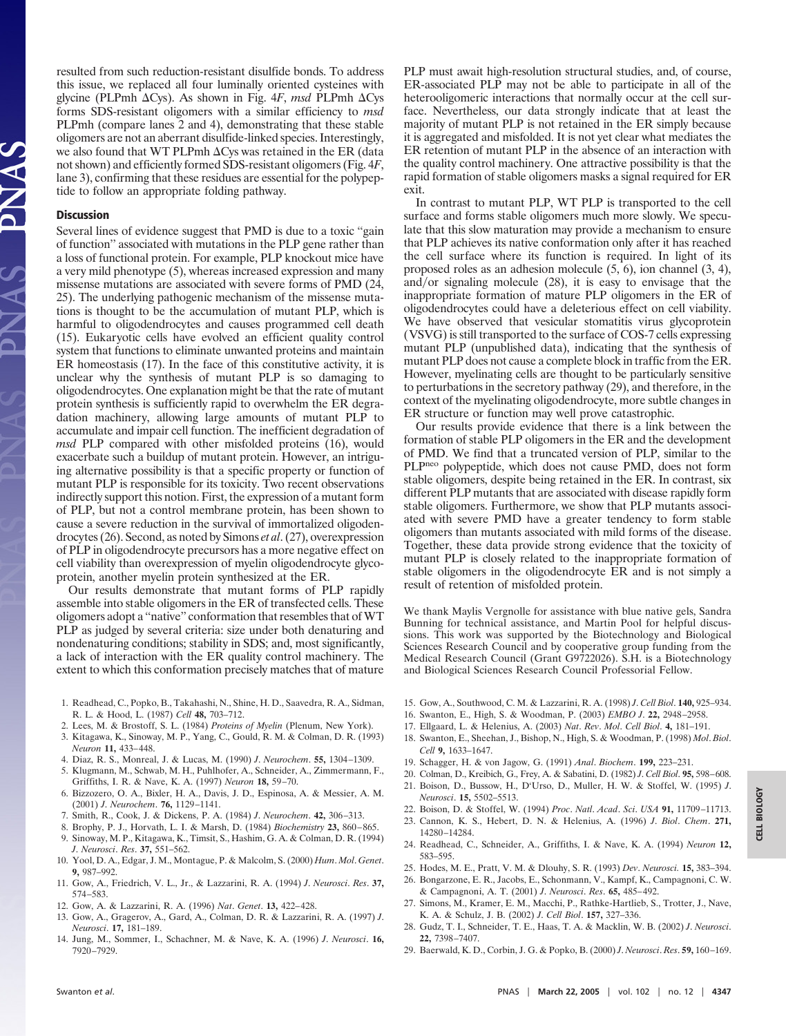resulted from such reduction-resistant disulfide bonds. To address this issue, we replaced all four luminally oriented cysteines with glycine (PLPmh ΔCys). As shown in Fig. 4*F*, *msd* PLPmh ΔCys forms SDS-resistant oligomers with a similar efficiency to *msd* PLPmh (compare lanes 2 and 4), demonstrating that these stable oligomers are not an aberrant disulfide-linked species. Interestingly, we also found that WT PLPmh ΔCys was retained in the ER (data not shown) and efficiently formed SDS-resistant oligomers (Fig. 4*F*, lane 3), confirming that these residues are essential for the polypeptide to follow an appropriate folding pathway.

## Discussion

Several lines of evidence suggest that PMD is due to a toxic "gain of function" associated with mutations in the PLP gene rather than a loss of functional protein. For example, PLP knockout mice have a very mild phenotype (5), whereas increased expression and many missense mutations are associated with severe forms of PMD (24, 25). The underlying pathogenic mechanism of the missense mutations is thought to be the accumulation of mutant PLP, which is harmful to oligodendrocytes and causes programmed cell death (15). Eukaryotic cells have evolved an efficient quality control system that functions to eliminate unwanted proteins and maintain ER homeostasis (17). In the face of this constitutive activity, it is unclear why the synthesis of mutant PLP is so damaging to oligodendrocytes. One explanation might be that the rate of mutant protein synthesis is sufficiently rapid to overwhelm the ER degradation machinery, allowing large amounts of mutant PLP to accumulate and impair cell function. The inefficient degradation of *msd* PLP compared with other misfolded proteins (16), would exacerbate such a buildup of mutant protein. However, an intriguing alternative possibility is that a specific property or function of mutant PLP is responsible for its toxicity. Two recent observations indirectly support this notion. First, the expression of a mutant form of PLP, but not a control membrane protein, has been shown to cause a severe reduction in the survival of immortalized oligodendrocytes (26). Second, as noted by Simons *et al*. (27), overexpression of PLP in oligodendrocyte precursors has a more negative effect on cell viability than overexpression of myelin oligodendrocyte glycoprotein, another myelin protein synthesized at the ER.

Our results demonstrate that mutant forms of PLP rapidly assemble into stable oligomers in the ER of transfected cells. These oligomers adopt a "native" conformation that resembles that of WT PLP as judged by several criteria: size under both denaturing and nondenaturing conditions; stability in SDS; and, most significantly, a lack of interaction with the ER quality control machinery. The extent to which this conformation precisely matches that of mature PLP must await high-resolution structural studies, and, of course, ER-associated PLP may not be able to participate in all of the heterooligomeric interactions that normally occur at the cell surface. Nevertheless, our data strongly indicate that at least the majority of mutant PLP is not retained in the ER simply because it is aggregated and misfolded. It is not yet clear what mediates the ER retention of mutant PLP in the absence of an interaction with the quality control machinery. One attractive possibility is that the rapid formation of stable oligomers masks a signal required for ER exit.

In contrast to mutant PLP, WT PLP is transported to the cell surface and forms stable oligomers much more slowly. We speculate that this slow maturation may provide a mechanism to ensure that PLP achieves its native conformation only after it has reached the cell surface where its function is required. In light of its proposed roles as an adhesion molecule (5, 6), ion channel (3, 4), and/or signaling molecule (28), it is easy to envisage that the inappropriate formation of mature PLP oligomers in the ER of oligodendrocytes could have a deleterious effect on cell viability. We have observed that vesicular stomatitis virus glycoprotein (VSVG) is still transported to the surface of COS-7 cells expressing mutant PLP (unpublished data), indicating that the synthesis of mutant PLP does not cause a complete block in traffic from the ER. However, myelinating cells are thought to be particularly sensitive to perturbations in the secretory pathway (29), and therefore, in the context of the myelinating oligodendrocyte, more subtle changes in ER structure or function may well prove catastrophic.

Our results provide evidence that there is a link between the formation of stable PLP oligomers in the ER and the development of PMD. We find that a truncated version of PLP, similar to the PLP$^{neo}$ polypeptide, which does not cause PMD, does not form stable oligomers, despite being retained in the ER. In contrast, six different PLP mutants that are associated with disease rapidly form stable oligomers. Furthermore, we show that PLP mutants associated with severe PMD have a greater tendency to form stable oligomers than mutants associated with mild forms of the disease. Together, these data provide strong evidence that the toxicity of mutant PLP is closely related to the inappropriate formation of stable oligomers in the oligodendrocyte ER and is not simply a result of retention of misfolded protein.

We thank Maylis Vergnolle for assistance with blue native gels, Sandra Bunning for technical assistance, and Martin Pool for helpful discussions. This work was supported by the Biotechnology and Biological Sciences Research Council and by cooperative group funding from the Medical Research Council (Grant G9722026). S.H. is a Biotechnology and Biological Sciences Research Council Professorial Fellow.

1. Readhead, C., Popko, B., Takahashi, N., Shine, H. D., Saavedra, R. A., Sidman, R. L. & Hood, L. (1987) *Cell* **48,** 703–712.
2. Lees, M. & Brostoff, S. L. (1984) *Proteins of Myelin* (Plenum, New York).
3. Kitagawa, K., Sinoway, M. P., Yang, C., Gould, R. M. & Colman, D. R. (1993) *Neuron* **11,** 433–448.
4. Diaz, R. S., Monreal, J. & Lucas, M. (1990) *J. Neurochem*. **55,** 1304–1309.
5. Klugmann, M., Schwab, M. H., Puhlhofer, A., Schneider, A., Zimmermann, F., Griffiths, I. R. & Nave, K. A. (1997) *Neuron* **18,** 59–70.
6. Bizzozero, O. A., Bixler, H. A., Davis, J. D., Espinosa, A. & Messier, A. M. (2001) *J. Neurochem*. **76,** 1129–1141.
7. Smith, R., Cook, J. & Dickens, P. A. (1984) *J. Neurochem*. **42,** 306–313.
8. Brophy, P. J., Horvath, L. I. & Marsh, D. (1984) *Biochemistry* **23,** 860–865.
9. Sinoway, M. P., Kitagawa, K., Timsit, S., Hashim, G. A. & Colman, D. R. (1994) *J. Neurosci. Res*. **37,** 551–562.
10. Yool, D. A., Edgar, J. M., Montague, P. & Malcolm, S. (2000) *Hum. Mol. Genet*. **9,** 987–992.
11. Gow, A., Friedrich, V. L., Jr., & Lazzarini, R. A. (1994) *J. Neurosci. Res*. **37,** 574–583.
12. Gow, A. & Lazzarini, R. A. (1996) *Nat. Genet*. **13,** 422–428.
13. Gow, A., Gragerov, A., Gard, A., Colman, D. R. & Lazzarini, R. A. (1997) *J. Neurosci*. **17,** 181–189.
14. Jung, M., Sommer, I., Schachner, M. & Nave, K. A. (1996) *J. Neurosci*. **16,** 7920–7929.
15. Gow, A., Southwood, C. M. & Lazzarini, R. A. (1998) *J. Cell Biol*. **140,** 925–934.
16. Swanton, E., High, S. & Woodman, P. (2003) *EMBO J*. **22,** 2948–2958.
17. Ellgaard, L. & Helenius, A. (2003) *Nat. Rev. Mol. Cell Biol*. **4,** 181–191.
18. Swanton, E., Sheehan, J., Bishop, N., High, S. & Woodman, P. (1998) *Mol. Biol. Cell* **9,** 1633–1647.
19. Schagger, H. & von Jagow, G. (1991) *Anal. Biochem*. **199,** 223–231.
20. Colman, D., Kreibich, G., Frey, A. & Sabatini, D. (1982) *J. Cell Biol*. **95,** 598–608.
21. Boison, D., Bussow, H., D'Urso, D., Muller, H. W. & Stoffel, W. (1995) *J. Neurosci*. **15,** 5502–5513.
22. Boison, D. & Stoffel, W. (1994) *Proc. Natl. Acad. Sci. USA* **91,** 11709–11713.
23. Cannon, K. S., Hebert, D. N. & Helenius, A. (1996) *J. Biol. Chem*. **271,** 14280–14284.
24. Readhead, C., Schneider, A., Griffiths, I. & Nave, K. A. (1994) *Neuron* **12,** 583–595.
25. Hodes, M. E., Pratt, V. M. & Dlouhy, S. R. (1993) *Dev. Neurosci*. **15,** 383–394.
26. Bongarzone, E. R., Jacobs, E., Schonmann, V., Kampf, K., Campagnoni, C. W. & Campagnoni, A. T. (2001) *J. Neurosci. Res*. **65,** 485–492.
27. Simons, M., Kramer, E. M., Macchi, P., Rathke-Hartlieb, S., Trotter, J., Nave, K. A. & Schulz, J. B. (2002) *J. Cell Biol*. **157,** 327–336.
28. Gudz, T. I., Schneider, T. E., Haas, T. A. & Macklin, W. B. (2002) *J. Neurosci*. **22,** 7398–7407.
29. Baerwald, K. D., Corbin, J. G. & Popko, B. (2000) *J. Neurosci. Res*. **59,** 160–169.